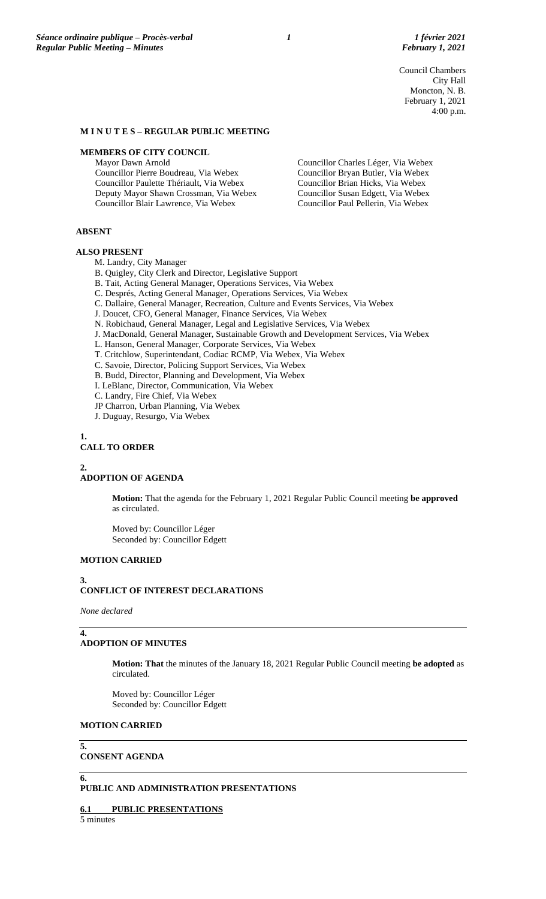Council Chambers
City Hall
Moncton, N. B.
February 1, 2021
4:00 p.m.

## M I N U T E S – REGULAR PUBLIC MEETING

### MEMBERS OF CITY COUNCIL

Mayor Dawn Arnold
Councillor Pierre Boudreau, Via Webex
Councillor Paulette Thériault, Via Webex
Deputy Mayor Shawn Crossman, Via Webex
Councillor Blair Lawrence, Via Webex
Councillor Charles Léger, Via Webex
Councillor Bryan Butler, Via Webex
Councillor Brian Hicks, Via Webex
Councillor Susan Edgett, Via Webex
Councillor Paul Pellerin, Via Webex

### ABSENT

### ALSO PRESENT

M. Landry, City Manager
B. Quigley, City Clerk and Director, Legislative Support
B. Tait, Acting General Manager, Operations Services, Via Webex
C. Després, Acting General Manager, Operations Services, Via Webex
C. Dallaire, General Manager, Recreation, Culture and Events Services, Via Webex
J. Doucet, CFO, General Manager, Finance Services, Via Webex
N. Robichaud, General Manager, Legal and Legislative Services, Via Webex
J. MacDonald, General Manager, Sustainable Growth and Development Services, Via Webex
L. Hanson, General Manager, Corporate Services, Via Webex
T. Critchlow, Superintendant, Codiac RCMP, Via Webex, Via Webex
C. Savoie, Director, Policing Support Services, Via Webex
B. Budd, Director, Planning and Development, Via Webex
I. LeBlanc, Director, Communication, Via Webex
C. Landry, Fire Chief, Via Webex
JP Charron, Urban Planning, Via Webex
J. Duguay, Resurgo, Via Webex

### 1. CALL TO ORDER

### 2. ADOPTION OF AGENDA

**Motion:** That the agenda for the February 1, 2021 Regular Public Council meeting **be approved** as circulated.

Moved by: Councillor Léger
Seconded by: Councillor Edgett

**MOTION CARRIED**

### 3. CONFLICT OF INTEREST DECLARATIONS

*None declared*

### 4. ADOPTION OF MINUTES

**Motion: That** the minutes of the January 18, 2021 Regular Public Council meeting **be adopted** as circulated.

Moved by: Councillor Léger
Seconded by: Councillor Edgett

**MOTION CARRIED**

### 5. CONSENT AGENDA

### 6. PUBLIC AND ADMINISTRATION PRESENTATIONS

**6.1 PUBLIC PRESENTATIONS**

5 minutes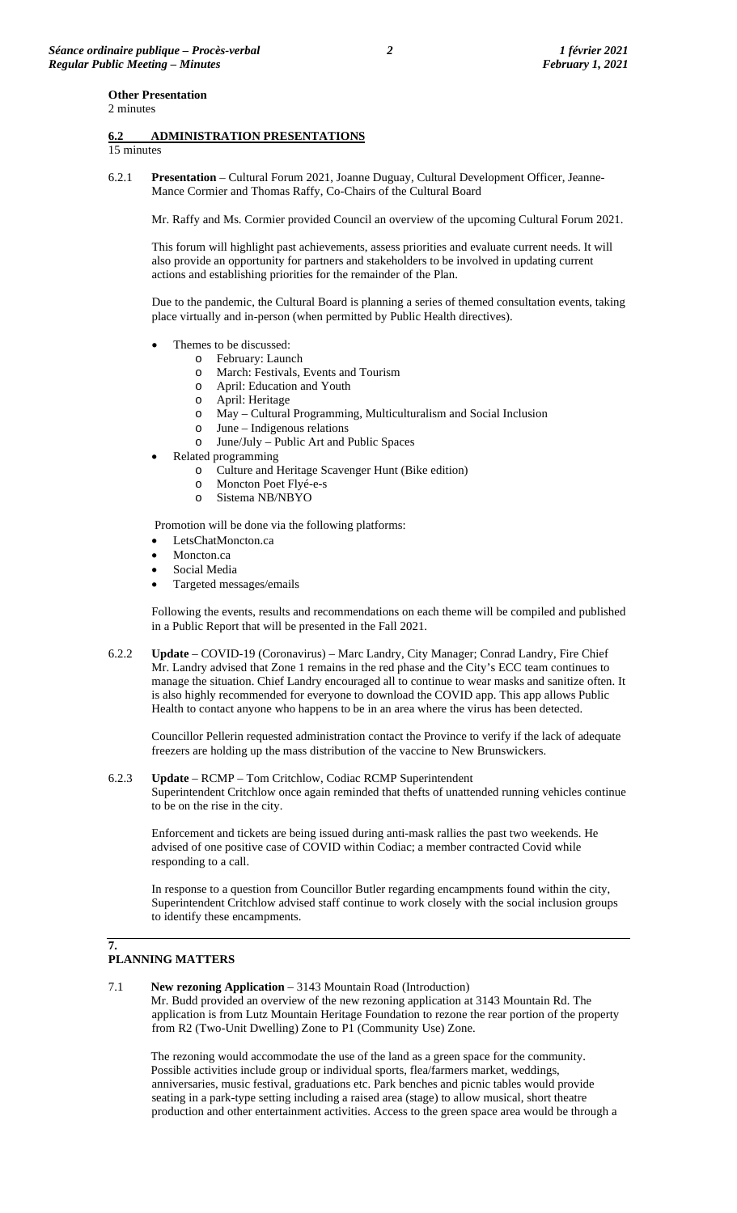**Other Presentation**
2 minutes

## 6.2 ADMINISTRATION PRESENTATIONS

15 minutes

6.2.1 **Presentation** – Cultural Forum 2021, Joanne Duguay, Cultural Development Officer, Jeanne-Mance Cormier and Thomas Raffy, Co-Chairs of the Cultural Board

Mr. Raffy and Ms. Cormier provided Council an overview of the upcoming Cultural Forum 2021.

This forum will highlight past achievements, assess priorities and evaluate current needs. It will also provide an opportunity for partners and stakeholders to be involved in updating current actions and establishing priorities for the remainder of the Plan.

Due to the pandemic, the Cultural Board is planning a series of themed consultation events, taking place virtually and in-person (when permitted by Public Health directives).

- Themes to be discussed:
  - February: Launch
  - March: Festivals, Events and Tourism
  - April: Education and Youth
  - April: Heritage
  - May – Cultural Programming, Multiculturalism and Social Inclusion
  - June – Indigenous relations
  - June/July – Public Art and Public Spaces
- Related programming
  - Culture and Heritage Scavenger Hunt (Bike edition)
  - Moncton Poet Flyé-e-s
  - Sistema NB/NBYO

Promotion will be done via the following platforms:

- LetsChatMoncton.ca
- Moncton.ca
- Social Media
- Targeted messages/emails

Following the events, results and recommendations on each theme will be compiled and published in a Public Report that will be presented in the Fall 2021.

6.2.2 **Update** – COVID-19 (Coronavirus) – Marc Landry, City Manager; Conrad Landry, Fire Chief
Mr. Landry advised that Zone 1 remains in the red phase and the City's ECC team continues to manage the situation. Chief Landry encouraged all to continue to wear masks and sanitize often. It is also highly recommended for everyone to download the COVID app. This app allows Public Health to contact anyone who happens to be in an area where the virus has been detected.

Councillor Pellerin requested administration contact the Province to verify if the lack of adequate freezers are holding up the mass distribution of the vaccine to New Brunswickers.

6.2.3 **Update** – RCMP – Tom Critchlow, Codiac RCMP Superintendent
Superintendent Critchlow once again reminded that thefts of unattended running vehicles continue to be on the rise in the city.

Enforcement and tickets are being issued during anti-mask rallies the past two weekends. He advised of one positive case of COVID within Codiac; a member contracted Covid while responding to a call.

In response to a question from Councillor Butler regarding encampments found within the city, Superintendent Critchlow advised staff continue to work closely with the social inclusion groups to identify these encampments.

## 7. PLANNING MATTERS

7.1 **New rezoning Application** – 3143 Mountain Road (Introduction)
Mr. Budd provided an overview of the new rezoning application at 3143 Mountain Rd. The application is from Lutz Mountain Heritage Foundation to rezone the rear portion of the property from R2 (Two-Unit Dwelling) Zone to P1 (Community Use) Zone.

The rezoning would accommodate the use of the land as a green space for the community. Possible activities include group or individual sports, flea/farmers market, weddings, anniversaries, music festival, graduations etc. Park benches and picnic tables would provide seating in a park-type setting including a raised area (stage) to allow musical, short theatre production and other entertainment activities. Access to the green space area would be through a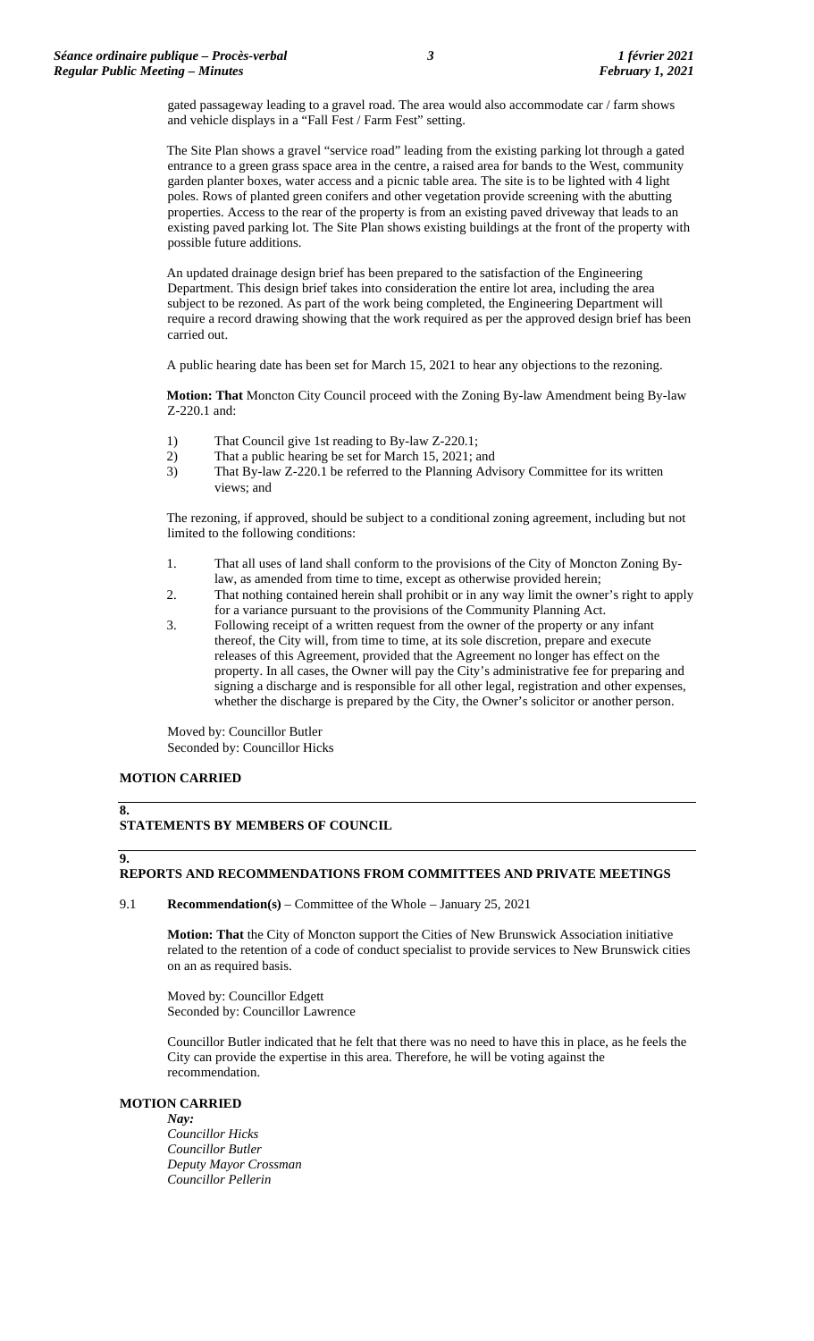gated passageway leading to a gravel road. The area would also accommodate car / farm shows and vehicle displays in a "Fall Fest / Farm Fest" setting.

The Site Plan shows a gravel "service road" leading from the existing parking lot through a gated entrance to a green grass space area in the centre, a raised area for bands to the West, community garden planter boxes, water access and a picnic table area. The site is to be lighted with 4 light poles. Rows of planted green conifers and other vegetation provide screening with the abutting properties. Access to the rear of the property is from an existing paved driveway that leads to an existing paved parking lot. The Site Plan shows existing buildings at the front of the property with possible future additions.

An updated drainage design brief has been prepared to the satisfaction of the Engineering Department. This design brief takes into consideration the entire lot area, including the area subject to be rezoned. As part of the work being completed, the Engineering Department will require a record drawing showing that the work required as per the approved design brief has been carried out.

A public hearing date has been set for March 15, 2021 to hear any objections to the rezoning.

**Motion: That** Moncton City Council proceed with the Zoning By-law Amendment being By-law Z-220.1 and:

1) That Council give 1st reading to By-law Z-220.1;
2) That a public hearing be set for March 15, 2021; and
3) That By-law Z-220.1 be referred to the Planning Advisory Committee for its written views; and

The rezoning, if approved, should be subject to a conditional zoning agreement, including but not limited to the following conditions:

1. That all uses of land shall conform to the provisions of the City of Moncton Zoning By-law, as amended from time to time, except as otherwise provided herein;
2. That nothing contained herein shall prohibit or in any way limit the owner's right to apply for a variance pursuant to the provisions of the Community Planning Act.
3. Following receipt of a written request from the owner of the property or any infant thereof, the City will, from time to time, at its sole discretion, prepare and execute releases of this Agreement, provided that the Agreement no longer has effect on the property. In all cases, the Owner will pay the City's administrative fee for preparing and signing a discharge and is responsible for all other legal, registration and other expenses, whether the discharge is prepared by the City, the Owner's solicitor or another person.

Moved by: Councillor Butler
Seconded by: Councillor Hicks

**MOTION CARRIED**

## 8. STATEMENTS BY MEMBERS OF COUNCIL

## 9. REPORTS AND RECOMMENDATIONS FROM COMMITTEES AND PRIVATE MEETINGS

9.1 **Recommendation(s)** – Committee of the Whole – January 25, 2021

**Motion: That** the City of Moncton support the Cities of New Brunswick Association initiative related to the retention of a code of conduct specialist to provide services to New Brunswick cities on an as required basis.

Moved by: Councillor Edgett
Seconded by: Councillor Lawrence

Councillor Butler indicated that he felt that there was no need to have this in place, as he feels the City can provide the expertise in this area. Therefore, he will be voting against the recommendation.

**MOTION CARRIED**

***Nay:***
*Councillor Hicks*
*Councillor Butler*
*Deputy Mayor Crossman*
*Councillor Pellerin*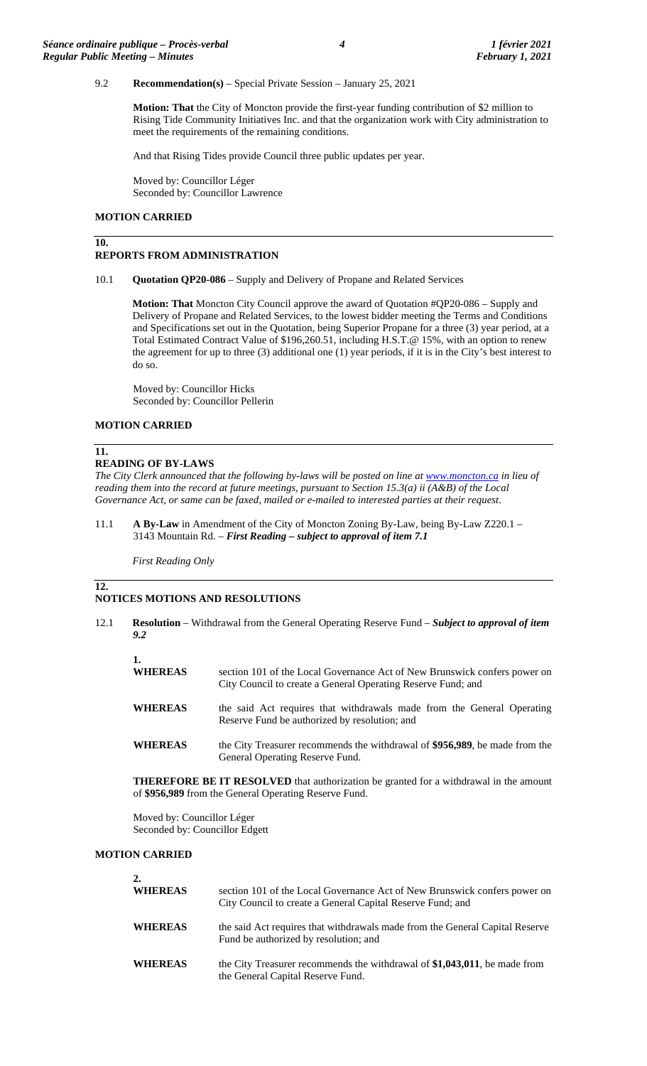9.2 **Recommendation(s)** – Special Private Session – January 25, 2021

**Motion: That** the City of Moncton provide the first-year funding contribution of $2 million to Rising Tide Community Initiatives Inc. and that the organization work with City administration to meet the requirements of the remaining conditions.

And that Rising Tides provide Council three public updates per year.

Moved by: Councillor Léger
Seconded by: Councillor Lawrence

**MOTION CARRIED**

## 10. REPORTS FROM ADMINISTRATION

10.1 **Quotation QP20-086** – Supply and Delivery of Propane and Related Services

**Motion: That** Moncton City Council approve the award of Quotation #QP20-086 – Supply and Delivery of Propane and Related Services, to the lowest bidder meeting the Terms and Conditions and Specifications set out in the Quotation, being Superior Propane for a three (3) year period, at a Total Estimated Contract Value of $196,260.51, including H.S.T.@ 15%, with an option to renew the agreement for up to three (3) additional one (1) year periods, if it is in the City's best interest to do so.

Moved by: Councillor Hicks
Seconded by: Councillor Pellerin

**MOTION CARRIED**

## 11. READING OF BY-LAWS

*The City Clerk announced that the following by-laws will be posted on line at www.moncton.ca in lieu of reading them into the record at future meetings, pursuant to Section 15.3(a) ii (A&B) of the Local Governance Act, or same can be faxed, mailed or e-mailed to interested parties at their request.*

11.1 **A By-Law** in Amendment of the City of Moncton Zoning By-Law, being By-Law Z220.1 – 3143 Mountain Rd. – ***First Reading – subject to approval of item 7.1***

*First Reading Only*

## 12. NOTICES MOTIONS AND RESOLUTIONS

12.1 **Resolution** – Withdrawal from the General Operating Reserve Fund – ***Subject to approval of item 9.2***

**1.**

**WHEREAS** section 101 of the Local Governance Act of New Brunswick confers power on City Council to create a General Operating Reserve Fund; and

**WHEREAS** the said Act requires that withdrawals made from the General Operating Reserve Fund be authorized by resolution; and

**WHEREAS** the City Treasurer recommends the withdrawal of **$956,989**, be made from the General Operating Reserve Fund.

**THEREFORE BE IT RESOLVED** that authorization be granted for a withdrawal in the amount of **$956,989** from the General Operating Reserve Fund.

Moved by: Councillor Léger
Seconded by: Councillor Edgett

**MOTION CARRIED**

**2.**

**WHEREAS** section 101 of the Local Governance Act of New Brunswick confers power on City Council to create a General Capital Reserve Fund; and

**WHEREAS** the said Act requires that withdrawals made from the General Capital Reserve Fund be authorized by resolution; and

**WHEREAS** the City Treasurer recommends the withdrawal of **$1,043,011**, be made from the General Capital Reserve Fund.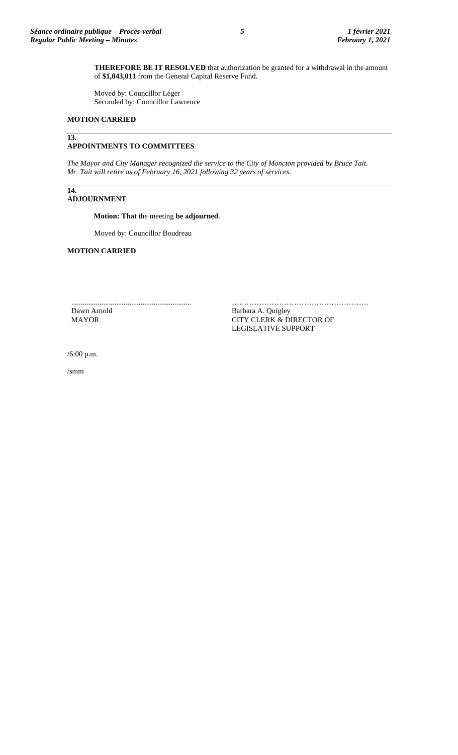**THEREFORE BE IT RESOLVED** that authorization be granted for a withdrawal in the amount of **$1,043,011** from the General Capital Reserve Fund.

Moved by: Councillor Léger
Seconded by: Councillor Lawrence

**MOTION CARRIED**

## 13. APPOINTMENTS TO COMMITTEES

*The Mayor and City Manager recognized the service to the City of Moncton provided by Bruce Tait. Mr. Tait will retire as of February 16, 2021 following 32 years of services.*

## 14. ADJOURNMENT

**Motion: That** the meeting **be adjourned**.

Moved by: Councillor Boudreau

**MOTION CARRIED**

| ............................................................... | ………………………………………………. |
|---|---|
| Dawn Arnold | Barbara A. Quigley |
| MAYOR | CITY CLERK & DIRECTOR OF LEGISLATIVE SUPPORT |

/6:00 p.m.

/smm